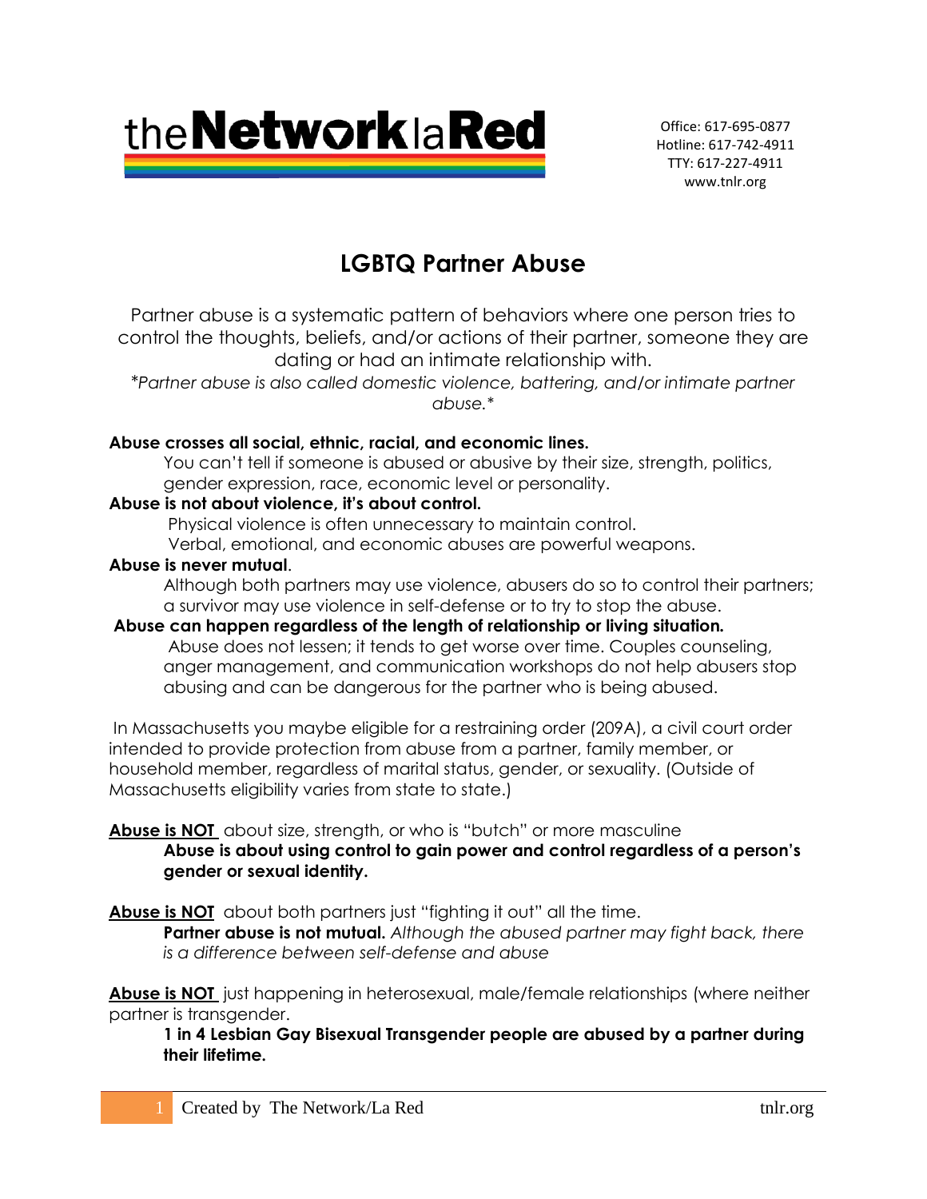theNetworklaRed

Office: 617-695-0877
Hotline: 617-742-4911
TTY: 617-227-4911
www.tnlr.org

# LGBTQ Partner Abuse

Partner abuse is a systematic pattern of behaviors where one person tries to control the thoughts, beliefs, and/or actions of their partner, someone they are dating or had an intimate relationship with.

*\*Partner abuse is also called domestic violence, battering, and/or intimate partner abuse.\**

**Abuse crosses all social, ethnic, racial, and economic lines.**
You can't tell if someone is abused or abusive by their size, strength, politics, gender expression, race, economic level or personality.

**Abuse is not about violence, it's about control.**
Physical violence is often unnecessary to maintain control.
Verbal, emotional, and economic abuses are powerful weapons.

**Abuse is never mutual**.
Although both partners may use violence, abusers do so to control their partners; a survivor may use violence in self-defense or to try to stop the abuse.

**Abuse can happen regardless of the length of relationship or living situation.**
Abuse does not lessen; it tends to get worse over time. Couples counseling, anger management, and communication workshops do not help abusers stop abusing and can be dangerous for the partner who is being abused.

In Massachusetts you maybe eligible for a restraining order (209A), a civil court order intended to provide protection from abuse from a partner, family member, or household member, regardless of marital status, gender, or sexuality. (Outside of Massachusetts eligibility varies from state to state.)

**<u>Abuse is NOT</u>** about size, strength, or who is "butch" or more masculine
**Abuse is about using control to gain power and control regardless of a person's gender or sexual identity.**

**<u>Abuse is NOT</u>** about both partners just "fighting it out" all the time.
**Partner abuse is not mutual.** *Although the abused partner may fight back, there is a difference between self-defense and abuse*

**<u>Abuse is NOT</u>** just happening in heterosexual, male/female relationships (where neither partner is transgender.
**1 in 4 Lesbian Gay Bisexual Transgender people are abused by a partner during their lifetime.**

Created by The Network/La Red tnlr.org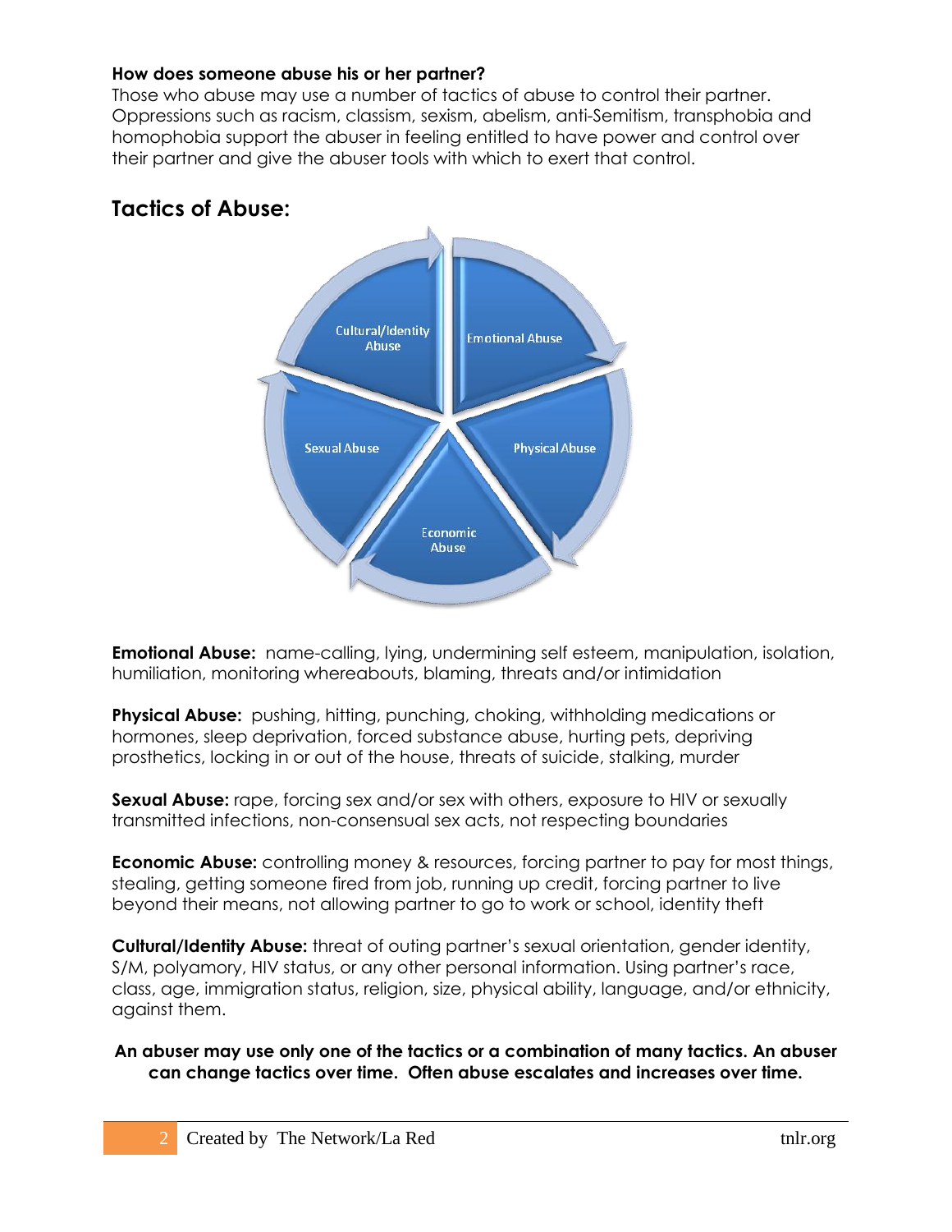**How does someone abuse his or her partner?**
Those who abuse may use a number of tactics of abuse to control their partner. Oppressions such as racism, classism, sexism, abelism, anti-Semitism, transphobia and homophobia support the abuser in feeling entitled to have power and control over their partner and give the abuser tools with which to exert that control.

## Tactics of Abuse:

Cultural/Identity Abuse
Emotional Abuse
Physical Abuse
Economic Abuse
Sexual Abuse

**Emotional Abuse:** name-calling, lying, undermining self esteem, manipulation, isolation, humiliation, monitoring whereabouts, blaming, threats and/or intimidation

**Physical Abuse:** pushing, hitting, punching, choking, withholding medications or hormones, sleep deprivation, forced substance abuse, hurting pets, depriving prosthetics, locking in or out of the house, threats of suicide, stalking, murder

**Sexual Abuse:** rape, forcing sex and/or sex with others, exposure to HIV or sexually transmitted infections, non-consensual sex acts, not respecting boundaries

**Economic Abuse:** controlling money & resources, forcing partner to pay for most things, stealing, getting someone fired from job, running up credit, forcing partner to live beyond their means, not allowing partner to go to work or school, identity theft

**Cultural/Identity Abuse:** threat of outing partner's sexual orientation, gender identity, S/M, polyamory, HIV status, or any other personal information. Using partner's race, class, age, immigration status, religion, size, physical ability, language, and/or ethnicity, against them.

**An abuser may use only one of the tactics or a combination of many tactics. An abuser can change tactics over time. Often abuse escalates and increases over time.**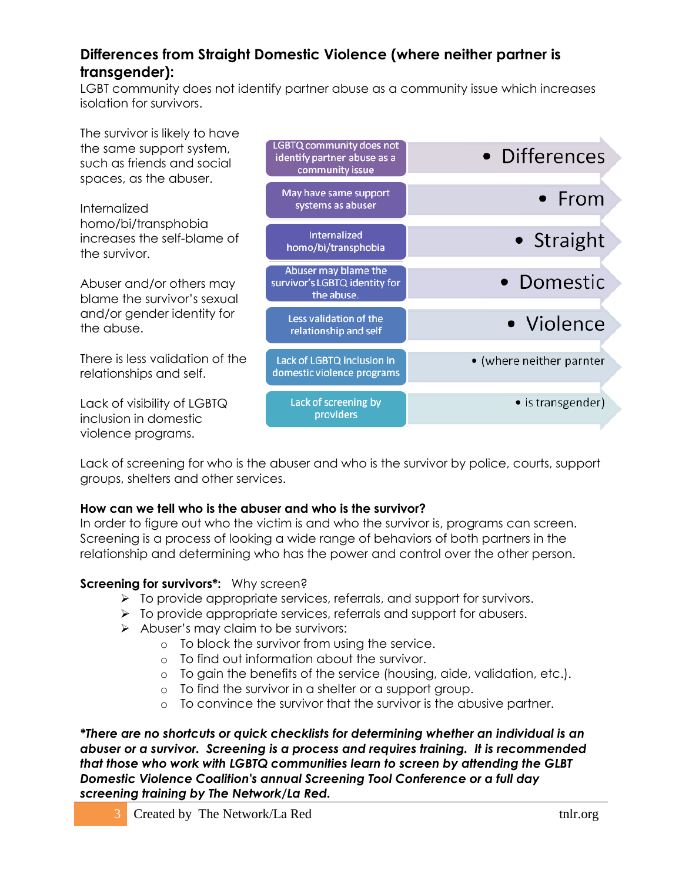### Differences from Straight Domestic Violence (where neither partner is transgender):

LGBT community does not identify partner abuse as a community issue which increases isolation for survivors.

The survivor is likely to have the same support system, such as friends and social spaces, as the abuser.

Internalized homo/bi/transphobia increases the self-blame of the survivor.

Abuser and/or others may blame the survivor's sexual and/or gender identity for the abuse.

There is less validation of the relationships and self.

Lack of visibility of LGBTQ inclusion in domestic violence programs.

| | |
|---|---|
| LGBTQ community does not identify partner abuse as a community issue | • Differences |
| May have same support systems as abuser | • From |
| Internalized homo/bi/transphobia | • Straight |
| Abuser may blame the survivor's LGBTQ identity for the abuse. | • Domestic |
| Less validation of the relationship and self | • Violence |
| Lack of LGBTQ inclusion in domestic violence programs | • (where neither parnter |
| Lack of screening by providers | • is transgender) |

Lack of screening for who is the abuser and who is the survivor by police, courts, support groups, shelters and other services.

**How can we tell who is the abuser and who is the survivor?**

In order to figure out who the victim is and who the survivor is, programs can screen. Screening is a process of looking a wide range of behaviors of both partners in the relationship and determining who has the power and control over the other person.

**Screening for survivors*:** Why screen?

- To provide appropriate services, referrals, and support for survivors.
- To provide appropriate services, referrals and support for abusers.
- Abuser's may claim to be survivors:
  - To block the survivor from using the service.
  - To find out information about the survivor.
  - To gain the benefits of the service (housing, aide, validation, etc.).
  - To find the survivor in a shelter or a support group.
  - To convince the survivor that the survivor is the abusive partner.

***There are no shortcuts or quick checklists for determining whether an individual is an abuser or a survivor. Screening is a process and requires training. It is recommended that those who work with LGBTQ communities learn to screen by attending the GLBT Domestic Violence Coalition's annual Screening Tool Conference or a full day screening training by The Network/La Red.***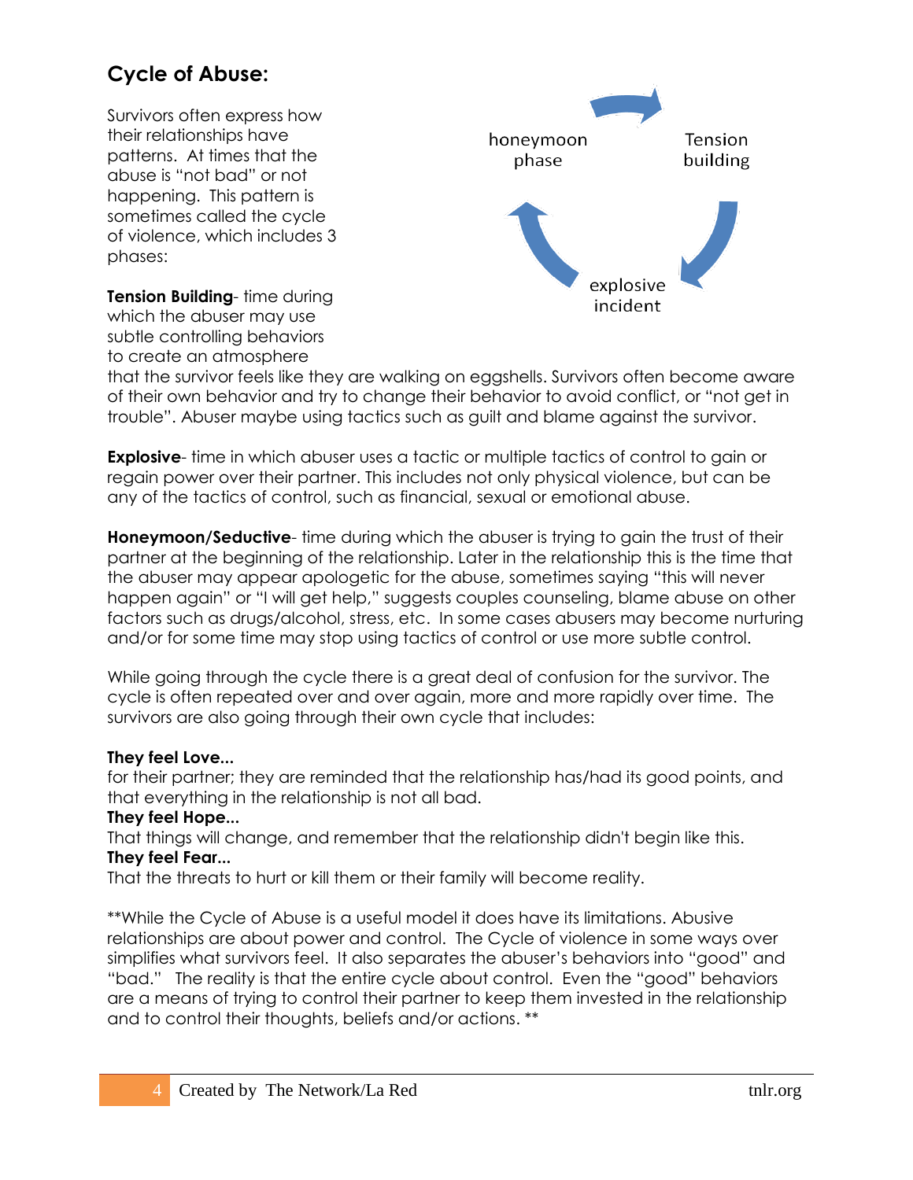## Cycle of Abuse:

Survivors often express how their relationships have patterns. At times that the abuse is "not bad" or not happening. This pattern is sometimes called the cycle of violence, which includes 3 phases:

honeymoon phase

Tension building

explosive incident

**Tension Building**- time during which the abuser may use subtle controlling behaviors to create an atmosphere that the survivor feels like they are walking on eggshells. Survivors often become aware of their own behavior and try to change their behavior to avoid conflict, or "not get in trouble". Abuser maybe using tactics such as guilt and blame against the survivor.

**Explosive**- time in which abuser uses a tactic or multiple tactics of control to gain or regain power over their partner. This includes not only physical violence, but can be any of the tactics of control, such as financial, sexual or emotional abuse.

**Honeymoon/Seductive**- time during which the abuser is trying to gain the trust of their partner at the beginning of the relationship. Later in the relationship this is the time that the abuser may appear apologetic for the abuse, sometimes saying "this will never happen again" or "I will get help," suggests couples counseling, blame abuse on other factors such as drugs/alcohol, stress, etc. In some cases abusers may become nurturing and/or for some time may stop using tactics of control or use more subtle control.

While going through the cycle there is a great deal of confusion for the survivor. The cycle is often repeated over and over again, more and more rapidly over time. The survivors are also going through their own cycle that includes:

**They feel Love...**
for their partner; they are reminded that the relationship has/had its good points, and that everything in the relationship is not all bad.

**They feel Hope...**
That things will change, and remember that the relationship didn't begin like this.

**They feel Fear...**
That the threats to hurt or kill them or their family will become reality.

**While the Cycle of Abuse is a useful model it does have its limitations. Abusive relationships are about power and control. The Cycle of violence in some ways over simplifies what survivors feel. It also separates the abuser's behaviors into "good" and "bad." The reality is that the entire cycle about control. Even the "good" behaviors are a means of trying to control their partner to keep them invested in the relationship and to control their thoughts, beliefs and/or actions. **

Created by The Network/La Red tnlr.org